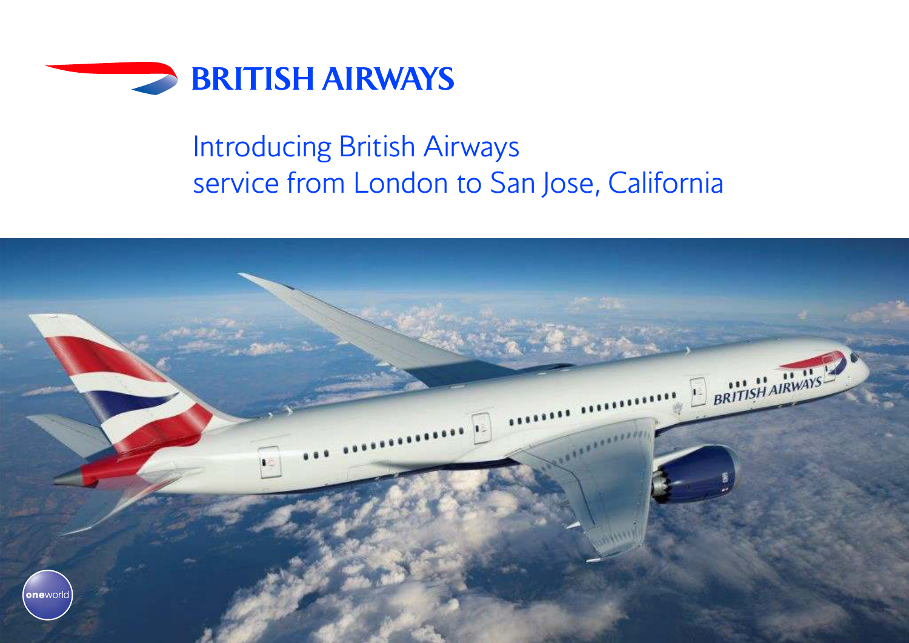# BRITISH AIRWAYS

## Introducing British Airways service from London to San Jose, California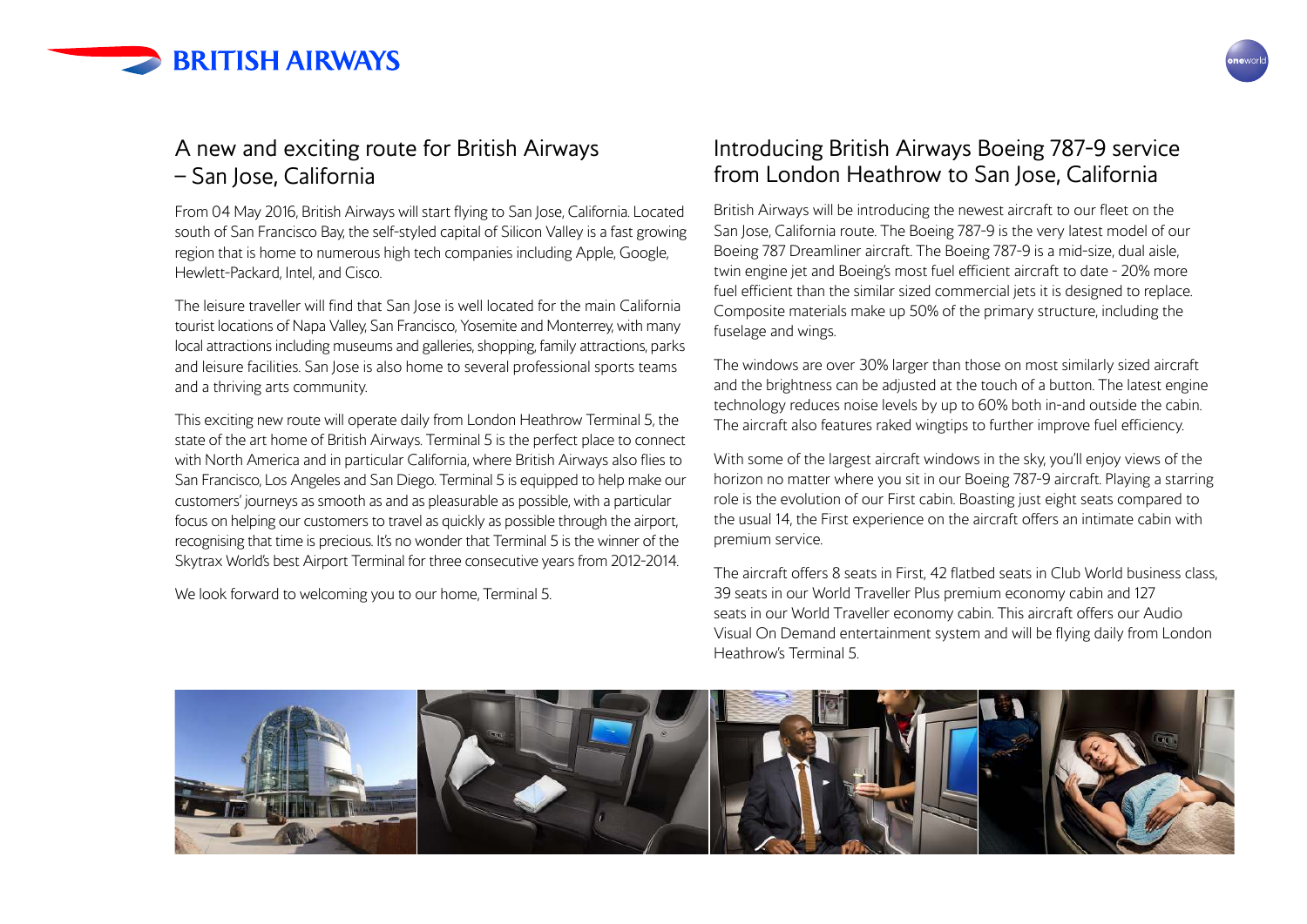## A new and exciting route for British Airways – San Jose, California

From 04 May 2016, British Airways will start flying to San Jose, California. Located south of San Francisco Bay, the self-styled capital of Silicon Valley is a fast growing region that is home to numerous high tech companies including Apple, Google, Hewlett-Packard, Intel, and Cisco.

The leisure traveller will find that San Jose is well located for the main California tourist locations of Napa Valley, San Francisco, Yosemite and Monterrey, with many local attractions including museums and galleries, shopping, family attractions, parks and leisure facilities. San Jose is also home to several professional sports teams and a thriving arts community.

This exciting new route will operate daily from London Heathrow Terminal 5, the state of the art home of British Airways. Terminal 5 is the perfect place to connect with North America and in particular California, where British Airways also flies to San Francisco, Los Angeles and San Diego. Terminal 5 is equipped to help make our customers' journeys as smooth as and as pleasurable as possible, with a particular focus on helping our customers to travel as quickly as possible through the airport, recognising that time is precious. It's no wonder that Terminal 5 is the winner of the Skytrax World's best Airport Terminal for three consecutive years from 2012-2014.

We look forward to welcoming you to our home, Terminal 5.

## Introducing British Airways Boeing 787-9 service from London Heathrow to San Jose, California

British Airways will be introducing the newest aircraft to our fleet on the San Jose, California route. The Boeing 787-9 is the very latest model of our Boeing 787 Dreamliner aircraft. The Boeing 787-9 is a mid-size, dual aisle, twin engine jet and Boeing's most fuel efficient aircraft to date - 20% more fuel efficient than the similar sized commercial jets it is designed to replace. Composite materials make up 50% of the primary structure, including the fuselage and wings.

The windows are over 30% larger than those on most similarly sized aircraft and the brightness can be adjusted at the touch of a button. The latest engine technology reduces noise levels by up to 60% both in-and outside the cabin. The aircraft also features raked wingtips to further improve fuel efficiency.

With some of the largest aircraft windows in the sky, you'll enjoy views of the horizon no matter where you sit in our Boeing 787-9 aircraft. Playing a starring role is the evolution of our First cabin. Boasting just eight seats compared to the usual 14, the First experience on the aircraft offers an intimate cabin with premium service.

The aircraft offers 8 seats in First, 42 flatbed seats in Club World business class, 39 seats in our World Traveller Plus premium economy cabin and 127 seats in our World Traveller economy cabin. This aircraft offers our Audio Visual On Demand entertainment system and will be flying daily from London Heathrow's Terminal 5.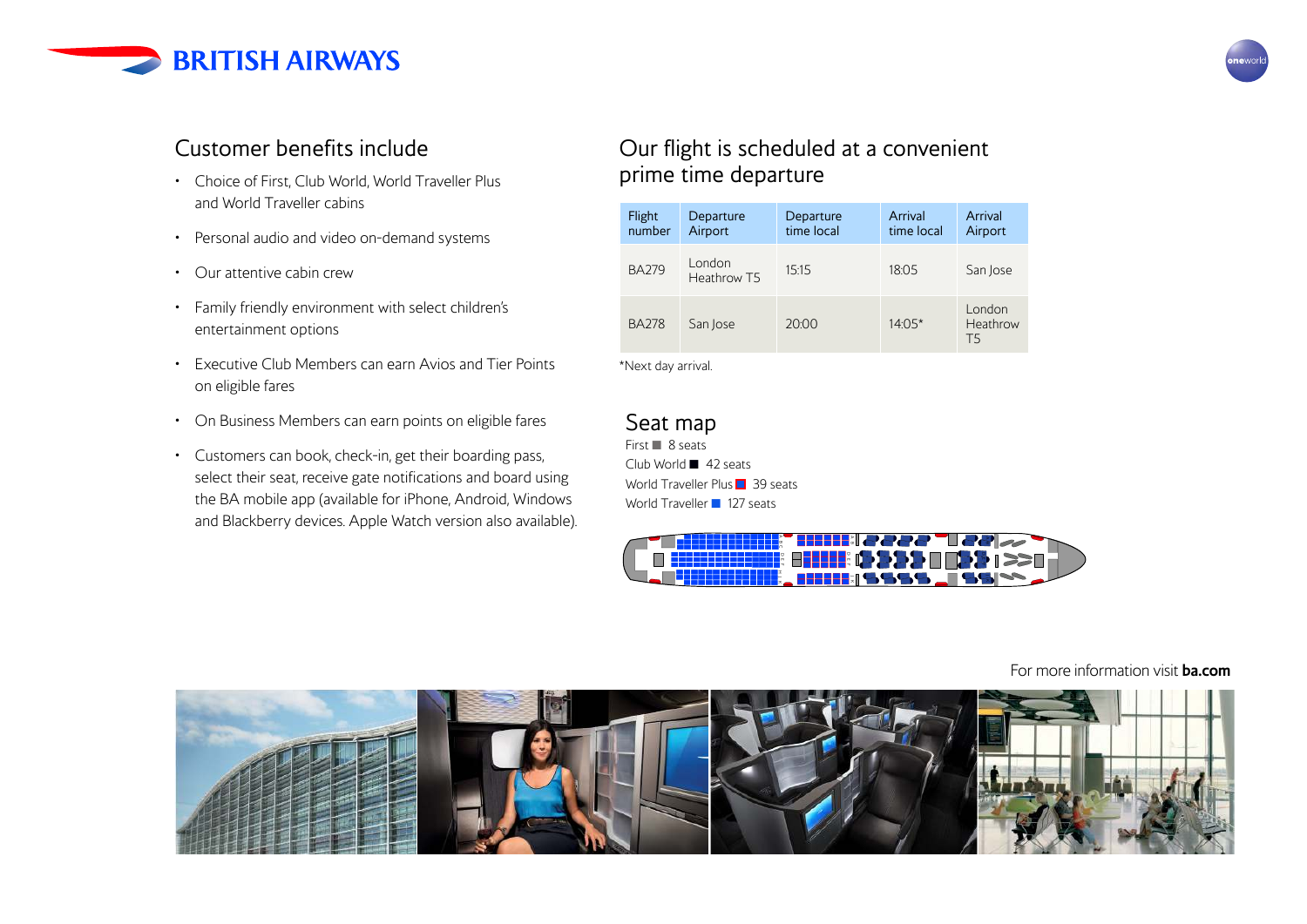## Customer benefits include

- Choice of First, Club World, World Traveller Plus and World Traveller cabins
- Personal audio and video on-demand systems
- Our attentive cabin crew
- Family friendly environment with select children's entertainment options
- Executive Club Members can earn Avios and Tier Points on eligible fares
- On Business Members can earn points on eligible fares
- Customers can book, check-in, get their boarding pass, select their seat, receive gate notifications and board using the BA mobile app (available for iPhone, Android, Windows and Blackberry devices. Apple Watch version also available).

## Our flight is scheduled at a convenient prime time departure

| Flight number | Departure Airport | Departure time local | Arrival time local | Arrival Airport |
|---|---|---|---|---|
| BA279 | London Heathrow T5 | 15:15 | 18:05 | San Jose |
| BA278 | San Jose | 20:00 | 14:05* | London Heathrow T5 |

*Next day arrival.

## Seat map

First 8 seats
Club World 42 seats
World Traveller Plus 39 seats
World Traveller 127 seats

For more information visit **ba.com**